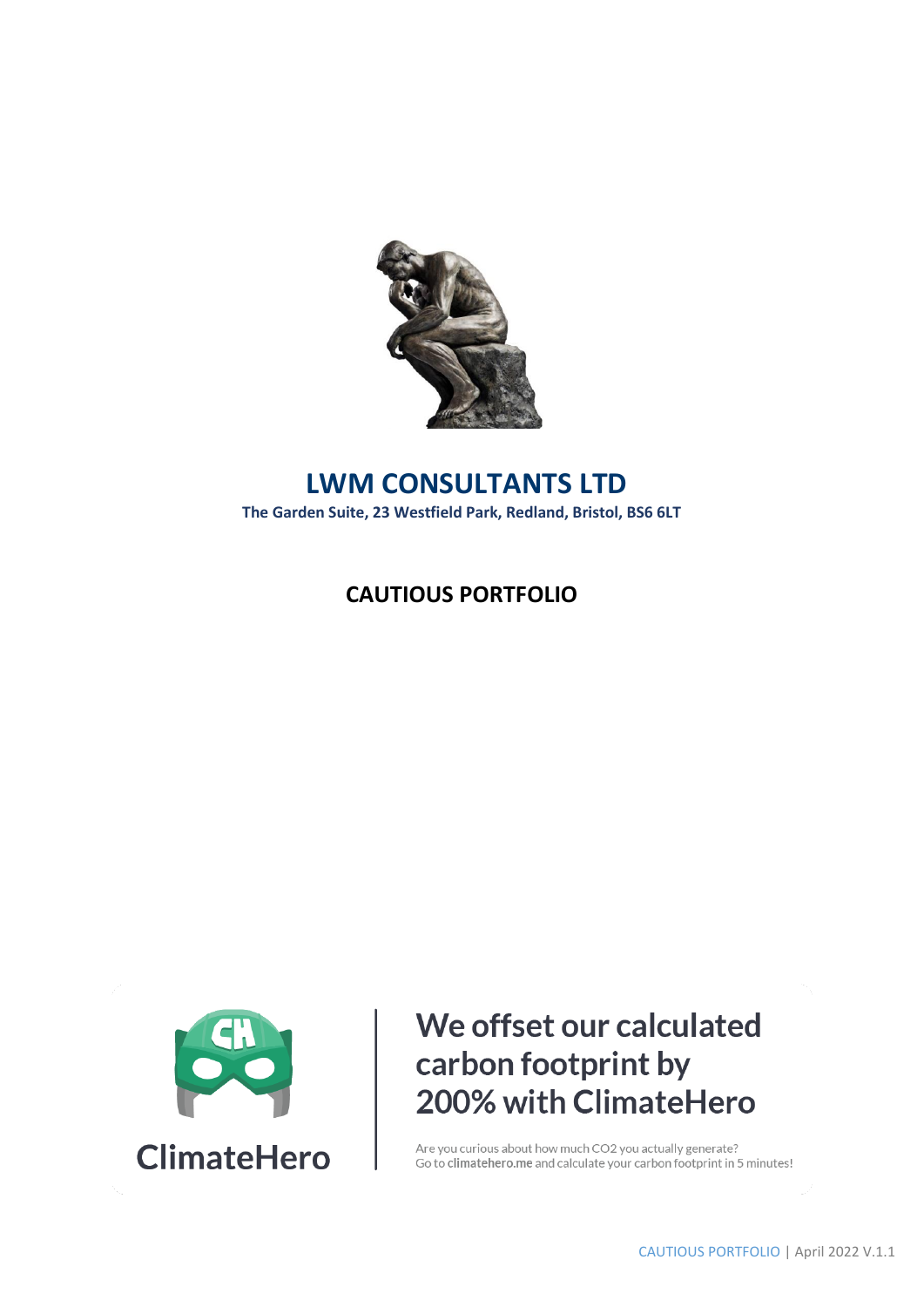# LWM CONSULTANTS LTD

**The Garden Suite, 23 Westfield Park, Redland, Bristol, BS6 6LT**

## CAUTIOUS PORTFOLIO

ClimateHero

**We offset our calculated carbon footprint by 200% with ClimateHero**

Are you curious about how much CO2 you actually generate?
Go to **climatehero.me** and calculate your carbon footprint in 5 minutes!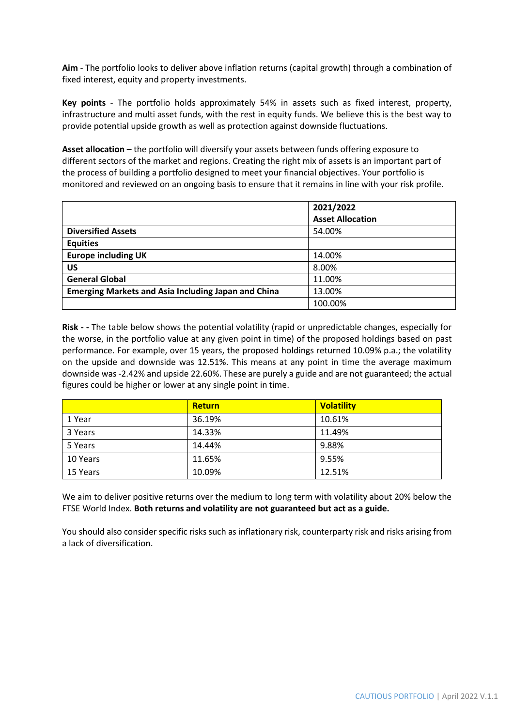**Aim** - The portfolio looks to deliver above inflation returns (capital growth) through a combination of fixed interest, equity and property investments.

**Key points** - The portfolio holds approximately 54% in assets such as fixed interest, property, infrastructure and multi asset funds, with the rest in equity funds. We believe this is the best way to provide potential upside growth as well as protection against downside fluctuations.

**Asset allocation –** the portfolio will diversify your assets between funds offering exposure to different sectors of the market and regions. Creating the right mix of assets is an important part of the process of building a portfolio designed to meet your financial objectives. Your portfolio is monitored and reviewed on an ongoing basis to ensure that it remains in line with your risk profile.

| | **2021/2022 Asset Allocation** |
|---|---|
| **Diversified Assets** | 54.00% |
| **Equities** | |
| **Europe including UK** | 14.00% |
| **US** | 8.00% |
| **General Global** | 11.00% |
| **Emerging Markets and Asia Including Japan and China** | 13.00% |
| | 100.00% |

**Risk - -** The table below shows the potential volatility (rapid or unpredictable changes, especially for the worse, in the portfolio value at any given point in time) of the proposed holdings based on past performance. For example, over 15 years, the proposed holdings returned 10.09% p.a.; the volatility on the upside and downside was 12.51%. This means at any point in time the average maximum downside was -2.42% and upside 22.60%. These are purely a guide and are not guaranteed; the actual figures could be higher or lower at any single point in time.

| | **Return** | **Volatility** |
|---|---|---|
| 1 Year | 36.19% | 10.61% |
| 3 Years | 14.33% | 11.49% |
| 5 Years | 14.44% | 9.88% |
| 10 Years | 11.65% | 9.55% |
| 15 Years | 10.09% | 12.51% |

We aim to deliver positive returns over the medium to long term with volatility about 20% below the FTSE World Index. **Both returns and volatility are not guaranteed but act as a guide.**

You should also consider specific risks such as inflationary risk, counterparty risk and risks arising from a lack of diversification.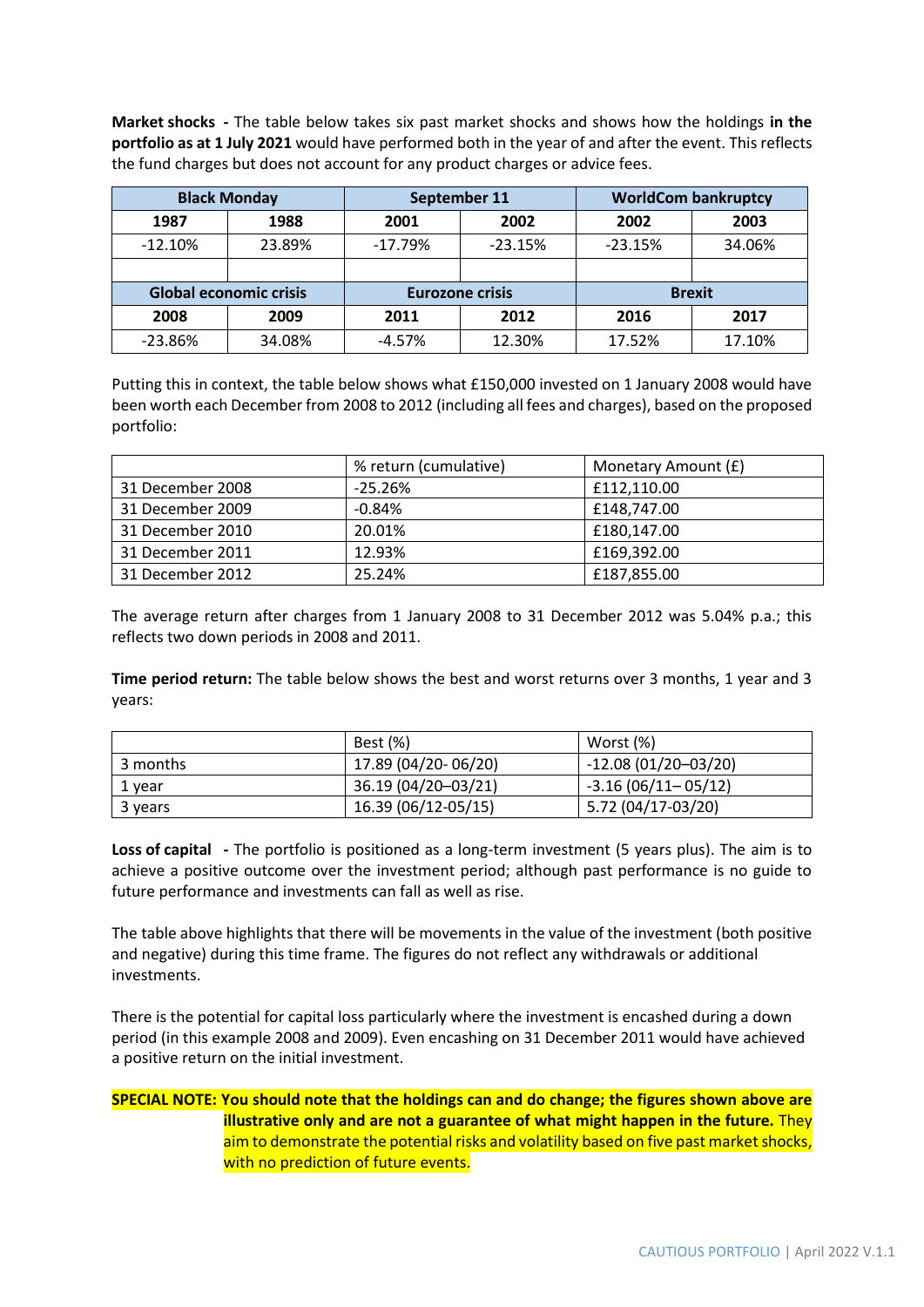**Market shocks -** The table below takes six past market shocks and shows how the holdings **in the portfolio as at 1 July 2021** would have performed both in the year of and after the event. This reflects the fund charges but does not account for any product charges or advice fees.

| Black Monday | | September 11 | | WorldCom bankruptcy | |
|---|---|---|---|---|---|
| **1987** | **1988** | **2001** | **2002** | **2002** | **2003** |
| -12.10% | 23.89% | -17.79% | -23.15% | -23.15% | 34.06% |
| | | | | | |
| **Global economic crisis** | | **Eurozone crisis** | | **Brexit** | |
| **2008** | **2009** | **2011** | **2012** | **2016** | **2017** |
| -23.86% | 34.08% | -4.57% | 12.30% | 17.52% | 17.10% |

Putting this in context, the table below shows what £150,000 invested on 1 January 2008 would have been worth each December from 2008 to 2012 (including all fees and charges), based on the proposed portfolio:

| | % return (cumulative) | Monetary Amount (£) |
|---|---|---|
| 31 December 2008 | -25.26% | £112,110.00 |
| 31 December 2009 | -0.84% | £148,747.00 |
| 31 December 2010 | 20.01% | £180,147.00 |
| 31 December 2011 | 12.93% | £169,392.00 |
| 31 December 2012 | 25.24% | £187,855.00 |

The average return after charges from 1 January 2008 to 31 December 2012 was 5.04% p.a.; this reflects two down periods in 2008 and 2011.

**Time period return:** The table below shows the best and worst returns over 3 months, 1 year and 3 years:

| | Best (%) | Worst (%) |
|---|---|---|
| 3 months | 17.89 (04/20- 06/20) | -12.08 (01/20–03/20) |
| 1 year | 36.19 (04/20–03/21) | -3.16 (06/11– 05/12) |
| 3 years | 16.39 (06/12-05/15) | 5.72 (04/17-03/20) |

**Loss of capital -** The portfolio is positioned as a long-term investment (5 years plus). The aim is to achieve a positive outcome over the investment period; although past performance is no guide to future performance and investments can fall as well as rise.

The table above highlights that there will be movements in the value of the investment (both positive and negative) during this time frame. The figures do not reflect any withdrawals or additional investments.

There is the potential for capital loss particularly where the investment is encashed during a down period (in this example 2008 and 2009). Even encashing on 31 December 2011 would have achieved a positive return on the initial investment.

**SPECIAL NOTE: You should note that the holdings can and do change; the figures shown above are illustrative only and are not a guarantee of what might happen in the future.** They aim to demonstrate the potential risks and volatility based on five past market shocks, with no prediction of future events.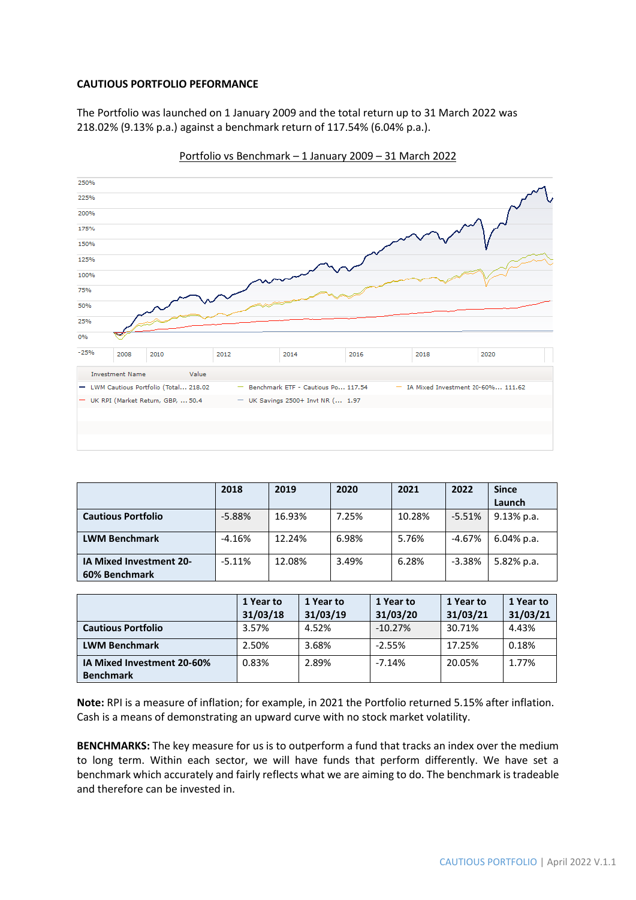**CAUTIOUS PORTFOLIO PEFORMANCE**

The Portfolio was launched on 1 January 2009 and the total return up to 31 March 2022 was 218.02% (9.13% p.a.) against a benchmark return of 117.54% (6.04% p.a.).

Portfolio vs Benchmark – 1 January 2009 – 31 March 2022

| Investment Name | Value |
|---|---|
| LWM Cautious Portfolio (Total... | 218.02 |
| Benchmark ETF - Cautious Po... | 117.54 |
| IA Mixed Investment 20-60%... | 111.62 |
| UK RPI (Market Return, GBP, ... | 50.4 |
| UK Savings 2500+ Invt NR (... | 1.97 |

| | 2018 | 2019 | 2020 | 2021 | 2022 | Since Launch |
|---|---|---|---|---|---|---|
| **Cautious Portfolio** | -5.88% | 16.93% | 7.25% | 10.28% | -5.51% | 9.13% p.a. |
| **LWM Benchmark** | -4.16% | 12.24% | 6.98% | 5.76% | -4.67% | 6.04% p.a. |
| **IA Mixed Investment 20-60% Benchmark** | -5.11% | 12.08% | 3.49% | 6.28% | -3.38% | 5.82% p.a. |

| | 1 Year to 31/03/18 | 1 Year to 31/03/19 | 1 Year to 31/03/20 | 1 Year to 31/03/21 | 1 Year to 31/03/21 |
|---|---|---|---|---|---|
| **Cautious Portfolio** | 3.57% | 4.52% | -10.27% | 30.71% | 4.43% |
| **LWM Benchmark** | 2.50% | 3.68% | -2.55% | 17.25% | 0.18% |
| **IA Mixed Investment 20-60% Benchmark** | 0.83% | 2.89% | -7.14% | 20.05% | 1.77% |

**Note:** RPI is a measure of inflation; for example, in 2021 the Portfolio returned 5.15% after inflation. Cash is a means of demonstrating an upward curve with no stock market volatility.

**BENCHMARKS:** The key measure for us is to outperform a fund that tracks an index over the medium to long term. Within each sector, we will have funds that perform differently. We have set a benchmark which accurately and fairly reflects what we are aiming to do. The benchmark is tradeable and therefore can be invested in.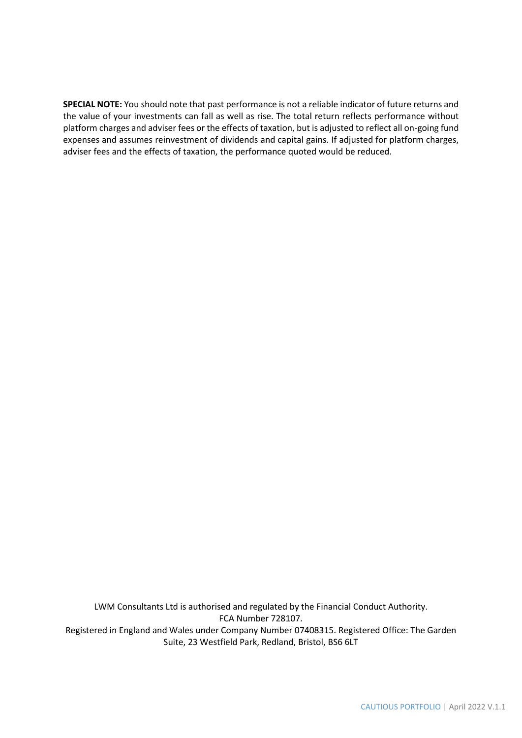**SPECIAL NOTE:** You should note that past performance is not a reliable indicator of future returns and the value of your investments can fall as well as rise. The total return reflects performance without platform charges and adviser fees or the effects of taxation, but is adjusted to reflect all on-going fund expenses and assumes reinvestment of dividends and capital gains. If adjusted for platform charges, adviser fees and the effects of taxation, the performance quoted would be reduced.

LWM Consultants Ltd is authorised and regulated by the Financial Conduct Authority.
FCA Number 728107.
Registered in England and Wales under Company Number 07408315. Registered Office: The Garden Suite, 23 Westfield Park, Redland, Bristol, BS6 6LT